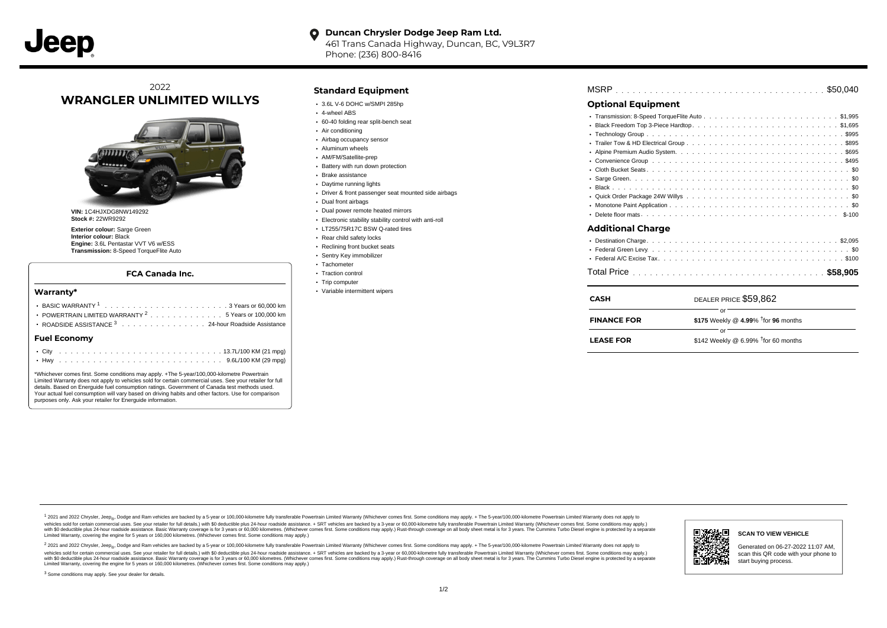**Duncan Chrysler Dodge Jeep Ram Ltd.**
461 Trans Canada Highway, Duncan, BC, V9L3R7
Phone: (236) 800-8416

2022
# WRANGLER UNLIMITED WILLYS

**VIN:** 1C4HJXDG8NW149292
**Stock #:** 22WR9292

**Exterior colour:** Sarge Green
**Interior colour:** Black
**Engine:** 3.6L Pentastar VVT V6 w/ESS
**Transmission:** 8-Speed TorqueFlite Auto

### FCA Canada Inc.

#### Warranty*

- BASIC WARRANTY [1] . . . . . . . . . . 3 Years or 60,000 km
- POWERTRAIN LIMITED WARRANTY [2] . . . . . . . . . . 5 Years or 100,000 km
- ROADSIDE ASSISTANCE [3] . . . . . . . . . . 24-hour Roadside Assistance

#### Fuel Economy

- City . . . . . . . . . . 13.7L/100 KM (21 mpg)
- Hwy . . . . . . . . . . 9.6L/100 KM (29 mpg)

*Whichever comes first. Some conditions may apply. +The 5-year/100,000-kilometre Powertrain Limited Warranty does not apply to vehicles sold for certain commercial uses. See your retailer for full details. Based on Energuide fuel consumption ratings. Government of Canada test methods used. Your actual fuel consumption will vary based on driving habits and other factors. Use for comparison purposes only. Ask your retailer for Energuide information.

## Standard Equipment

- 3.6L V-6 DOHC w/SMPI 285hp
- 4-wheel ABS
- 60-40 folding rear split-bench seat
- Air conditioning
- Airbag occupancy sensor
- Aluminum wheels
- AM/FM/Satellite-prep
- Battery with run down protection
- Brake assistance
- Daytime running lights
- Driver & front passenger seat mounted side airbags
- Dual front airbags
- Dual power remote heated mirrors
- Electronic stability stability control with anti-roll
- LT255/75R17C BSW Q-rated tires
- Rear child safety locks
- Reclining front bucket seats
- Sentry Key immobilizer
- Tachometer
- Traction control
- Trip computer
- Variable intermittent wipers

MSRP . . . . . . . . . . $50,040

## Optional Equipment

- Transmission: 8-Speed TorqueFlite Auto . . . . . . . . . . $1,995
- Black Freedom Top 3-Piece Hardtop . . . . . . . . . . $1,695
- Technology Group . . . . . . . . . . $995
- Trailer Tow & HD Electrical Group . . . . . . . . . . $895
- Alpine Premium Audio System . . . . . . . . . . $695
- Convenience Group . . . . . . . . . . $495
- Cloth Bucket Seats . . . . . . . . . . $0
- Sarge Green . . . . . . . . . . $0
- Black . . . . . . . . . . $0
- Quick Order Package 24W Willys . . . . . . . . . . $0
- Monotone Paint Application . . . . . . . . . . $0
- Delete floor mats . . . . . . . . . . $-100

## Additional Charge

- Destination Charge . . . . . . . . . . $2,095
- Federal Green Levy . . . . . . . . . . $0
- Federal A/C Excise Tax . . . . . . . . . . $100

Total Price . . . . . . . . . . **$58,905**

| | |
|---|---|
| **CASH** | DEALER PRICE $59,862 |
| | or |
| **FINANCE FOR** | **$175** Weekly @ **4.99**% †for **96** months |
| | or |
| **LEASE FOR** | $142 Weekly @ 6.99% †for 60 months |

[1] 2021 and 2022 Chrysler, Jeep®, Dodge and Ram vehicles are backed by a 5-year or 100,000-kilometre fully transferable Powertrain Limited Warranty (Whichever comes first. Some conditions may apply. + The 5-year/100,000-kilometre Powertrain Limited Warranty does not apply to vehicles sold for certain commercial uses. See your retailer for full details.) with $0 deductible plus 24-hour roadside assistance. + SRT vehicles are backed by a 3-year or 60,000-kilometre fully transferable Powertrain Limited Warranty (Whichever comes first. Some conditions may apply.) with $0 deductible plus 24-hour roadside assistance. Basic Warranty coverage is for 3 years or 60,000 kilometres. (Whichever comes first. Some conditions may apply.) Rust-through coverage on all body sheet metal is for 3 years. The Cummins Turbo Diesel engine is protected by a separate Limited Warranty, covering the engine for 5 years or 160,000 kilometres. (Whichever comes first. Some conditions may apply.)

[2] 2021 and 2022 Chrysler, Jeep®, Dodge and Ram vehicles are backed by a 5-year or 100,000-kilometre fully transferable Powertrain Limited Warranty (Whichever comes first. Some conditions may apply. + The 5-year/100,000-kilometre Powertrain Limited Warranty does not apply to vehicles sold for certain commercial uses. See your retailer for full details.) with $0 deductible plus 24-hour roadside assistance. + SRT vehicles are backed by a 3-year or 60,000-kilometre fully transferable Powertrain Limited Warranty (Whichever comes first. Some conditions may apply.) with $0 deductible plus 24-hour roadside assistance. Basic Warranty coverage is for 3 years or 60,000 kilometres. (Whichever comes first. Some conditions may apply.) Rust-through coverage on all body sheet metal is for 3 years. The Cummins Turbo Diesel engine is protected by a separate Limited Warranty, covering the engine for 5 years or 160,000 kilometres. (Whichever comes first. Some conditions may apply.)

[3] Some conditions may apply. See your dealer for details.

**SCAN TO VIEW VEHICLE**

Generated on 06-27-2022 11:07 AM, scan this QR code with your phone to start buying process.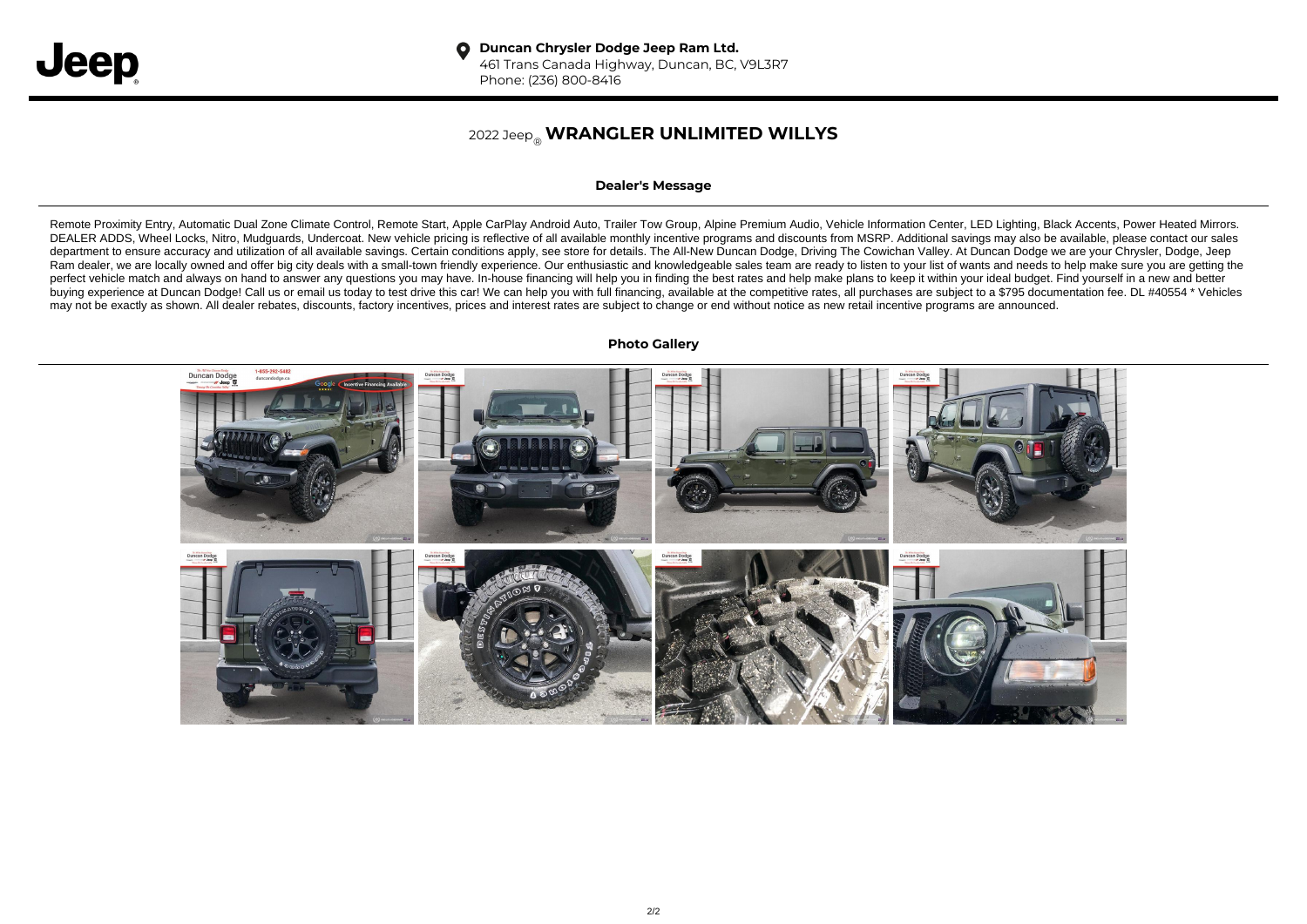**Duncan Chrysler Dodge Jeep Ram Ltd.**
461 Trans Canada Highway, Duncan, BC, V9L3R7
Phone: (236) 800-8416

# 2022 Jeep® WRANGLER UNLIMITED WILLYS

## Dealer's Message

Remote Proximity Entry, Automatic Dual Zone Climate Control, Remote Start, Apple CarPlay Android Auto, Trailer Tow Group, Alpine Premium Audio, Vehicle Information Center, LED Lighting, Black Accents, Power Heated Mirrors. DEALER ADDS, Wheel Locks, Nitro, Mudguards, Undercoat. New vehicle pricing is reflective of all available monthly incentive programs and discounts from MSRP. Additional savings may also be available, please contact our sales department to ensure accuracy and utilization of all available savings. Certain conditions apply, see store for details. The All-New Duncan Dodge, Driving The Cowichan Valley. At Duncan Dodge we are your Chrysler, Dodge, Jeep Ram dealer, we are locally owned and offer big city deals with a small-town friendly experience. Our enthusiastic and knowledgeable sales team are ready to listen to your list of wants and needs to help make sure you are getting the perfect vehicle match and always on hand to answer any questions you may have. In-house financing will help you in finding the best rates and help make plans to keep it within your ideal budget. Find yourself in a new and better buying experience at Duncan Dodge! Call us or email us today to test drive this car! We can help you with full financing, available at the competitive rates, all purchases are subject to a $795 documentation fee. DL #40554 * Vehicles may not be exactly as shown. All dealer rebates, discounts, factory incentives, prices and interest rates are subject to change or end without notice as new retail incentive programs are announced.

## Photo Gallery